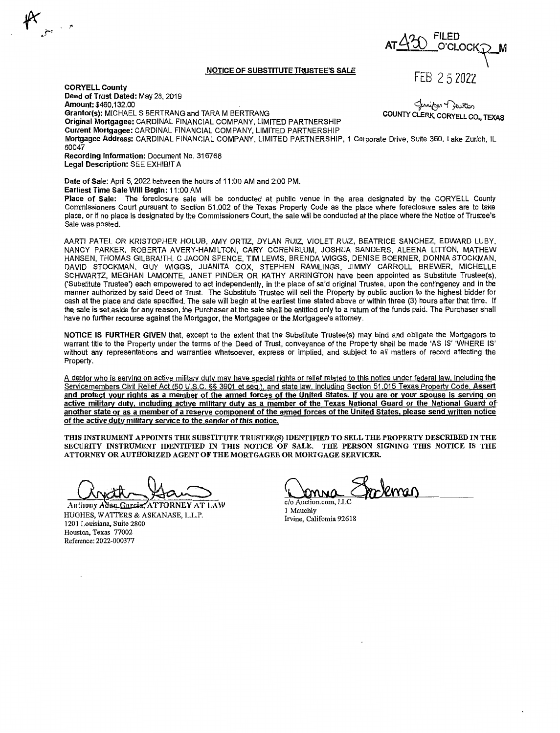FILED AT 4:30 O'CLOCK P M

FEB 25 2022

Jennifer Newton
COUNTY CLERK, CORYELL CO., TEXAS

## NOTICE OF SUBSTITUTE TRUSTEE'S SALE

**CORYELL County**
**Deed of Trust Dated:** May 28, 2019
**Amount:** $460,132.00
**Grantor(s):** MICHAEL S BERTRANG and TARA M BERTRANG
**Original Mortgagee:** CARDINAL FINANCIAL COMPANY, LIMITED PARTNERSHIP
**Current Mortgagee:** CARDINAL FINANCIAL COMPANY, LIMITED PARTNERSHIP
**Mortgagee Address:** CARDINAL FINANCIAL COMPANY, LIMITED PARTNERSHIP, 1 Corporate Drive, Suite 360, Lake Zurich, IL 60047
**Recording Information:** Document No. 316768
**Legal Description:** SEE EXHIBIT A

**Date of Sale:** April 5, 2022 between the hours of 11:00 AM and 2:00 PM.
**Earliest Time Sale Will Begin:** 11:00 AM
**Place of Sale:** The foreclosure sale will be conducted at public venue in the area designated by the CORYELL County Commissioners Court pursuant to Section 51.002 of the Texas Property Code as the place where foreclosure sales are to take place, or if no place is designated by the Commissioners Court, the sale will be conducted at the place where the Notice of Trustee's Sale was posted.

AARTI PATEL OR KRISTOPHER HOLUB, AMY ORTIZ, DYLAN RUIZ, VIOLET RUIZ, BEATRICE SANCHEZ, EDWARD LUBY, NANCY PARKER, ROBERTA AVERY-HAMILTON, CARY CORENBLUM, JOSHUA SANDERS, ALEENA LITTON, MATHEW HANSEN, THOMAS GILBRAITH, C JACON SPENCE, TIM LEWIS, BRENDA WIGGS, DENISE BOERNER, DONNA STOCKMAN, DAVID STOCKMAN, GUY WIGGS, JUANITA COX, STEPHEN RAWLINGS, JIMMY CARROLL BREWER, MICHELLE SCHWARTZ, MEGHAN LAMONTE, JANET PINDER OR KATHY ARRINGTON have been appointed as Substitute Trustee(s), ('Substitute Trustee') each empowered to act independently, in the place of said original Trustee, upon the contingency and in the manner authorized by said Deed of Trust. The Substitute Trustee will sell the Property by public auction to the highest bidder for cash at the place and date specified. The sale will begin at the earliest time stated above or within three (3) hours after that time. If the sale is set aside for any reason, the Purchaser at the sale shall be entitled only to a return of the funds paid. The Purchaser shall have no further recourse against the Mortgagor, the Mortgagee or the Mortgagee's attorney.

**NOTICE IS FURTHER GIVEN** that, except to the extent that the Substitute Trustee(s) may bind and obligate the Mortgagors to warrant title to the Property under the terms of the Deed of Trust, conveyance of the Property shall be made 'AS IS' 'WHERE IS' without any representations and warranties whatsoever, express or implied, and subject to all matters of record affecting the Property.

A debtor who is serving on active military duty may have special rights or relief related to this notice under federal law, including the Servicemembers Civil Relief Act (50 U.S.C. §§ 3901 et seq.), and state law, including Section 51.015 Texas Property Code. **Assert and protect your rights as a member of the armed forces of the United States. If you are or your spouse is serving on active military duty, including active military duty as a member of the Texas National Guard or the National Guard of another state or as a member of a reserve component of the armed forces of the United States, please send written notice of the active duty military service to the sender of this notice.**

**THIS INSTRUMENT APPOINTS THE SUBSTITUTE TRUSTEE(S) IDENTIFIED TO SELL THE PROPERTY DESCRIBED IN THE SECURITY INSTRUMENT IDENTIFIED IN THIS NOTICE OF SALE. THE PERSON SIGNING THIS NOTICE IS THE ATTORNEY OR AUTHORIZED AGENT OF THE MORTGAGEE OR MORTGAGE SERVICER.**

Anthony Adam Garcia, ATTORNEY AT LAW
HUGHES, WATTERS & ASKANASE, L.L.P.
1201 Louisiana, Suite 2800
Houston, Texas 77002
Reference: 2022-000377

Donna Stockman
c/o Auction.com, LLC
1 Mauchly
Irvine, California 92618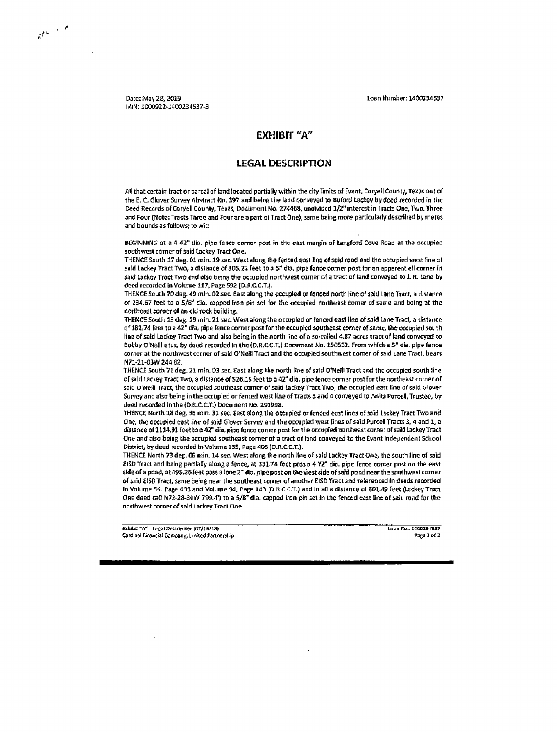Date: May 28, 2019
MIN: 1000922-1400234537-3

Loan Number: 1400234537

# EXHIBIT "A"

## LEGAL DESCRIPTION

All that certain tract or parcel of land located partially within the city limits of Evant, Coryell County, Texas out of the E. C. Glover Survey Abstract No. 397 and being the land conveyed to Buford Lackey by deed recorded in the Deed Records of Coryell County, Texas, Document No. 274468, undivided 1/2" interest in Tracts One, Two, Three and Four (Note: Tracts Three and Four are a part of Tract One), same being more particularly described by metes and bounds as follows; to wit:

BEGINNING at a 4 42" dia. pipe fence corner post in the east margin of Langford Cove Road at the occupied southwest corner of said Lackey Tract One.

THENCE South 17 deg. 01 min. 19 sec. West along the fenced east line of said road and the occupied west line of said Lackey Tract Two, a distance of 305.22 feet to a 5" dia. pipe fence corner post for an apparent ell corner in said Lackey Tract Two and also being the occupied northwest corner of a tract of land conveyed to J. R. Lane by deed recorded in Volume 117, Page 592 (D.R.C.C.T.).

THENCE South 70 deg. 49 min. 02 sec. East along the occupied or fenced north line of said Lane Tract, a distance of 234.67 feet to a 5/8" dia. capped iron pin set for the occupied northeast corner of same and being at the northeast corner of an old rock building.

THENCE South 13 deg. 29 min. 21 sec. West along the occupied or fenced east line of said Lane Tract, a distance of 181.74 feet to a 42" dia. pipe fence corner post for the occupied southeast corner of same, the occupied south line of said Lackey Tract Two and also being in the north line of a so-called 4.87 acres tract of land conveyed to Bobby O'Neill etux, by deed recorded in the (D.R.C.C.T.) Document No. 150552. From which a 5" dia. pipe fence corner at the northwest corner of said O'Neill Tract and the occupied southwest corner of said Lane Tract, bears N71-21-03W 244.82.

THENCE South 71 deg. 21 min. 03 sec. East along the north line of said O'Neill Tract and the occupied south line of said Lackey Tract Two, a distance of 526.15 feet to a 42" dia. pipe fence corner post for the northeast corner of said O'Neill Tract, the occupied southeast corner of said Lackey Tract Two, the occupied east line of said Glover Survey and also being in the occupied or fenced west line of Tracts 3 and 4 conveyed to Anita Purcell, Trustee, by deed recorded in the (D.R.C.C.T.) Document No. 291998.

THENCE North 18 deg. 36 min. 31 sec. East along the occupied or fenced east lines of said Lackey Tract Two and One, the occupied east line of said Glover Survey and the occupied west lines of said Purcell Tracts 3, 4 and 1, a distance of 1114.91 feet to a 42" dia. pipe fence corner post for the occupied northeast corner of said Lackey Tract One and also being the occupied southeast corner of a tract of land conveyed to the Evant Independent School District, by deed recorded in Volume 135, Page 405 (D.R.C.C.T.).

THENCE North 73 deg. 06 min. 14 sec. West along the north line of said Lackey Tract One, the south line of said EISD Tract and being partially along a fence, at 331.74 feet pass a 4 Y2" dia. pipe fence corner post on the east side of a pond, at 495.26 feet pass a lone 2" dia. pipe post on the west side of said pond near the southwest corner of said EISD Tract, same being near the southeast corner of another EISD Tract and referenced in deeds recorded in Volume 54, Page 493 and Volume 94, Page 143 (D.R.C.C.T.) and in all a distance of 801.49 feet (Lackey Tract One deed call N72-28-30W 799.4') to a 5/8" dia. capped iron pin set in the fenced east line of said road for the northwest corner of said Lackey Tract One.

Exhibit "A" – Legal Description (07/16/18)
Cardinal Financial Company, Limited Partnership

Loan No.: 1400234537